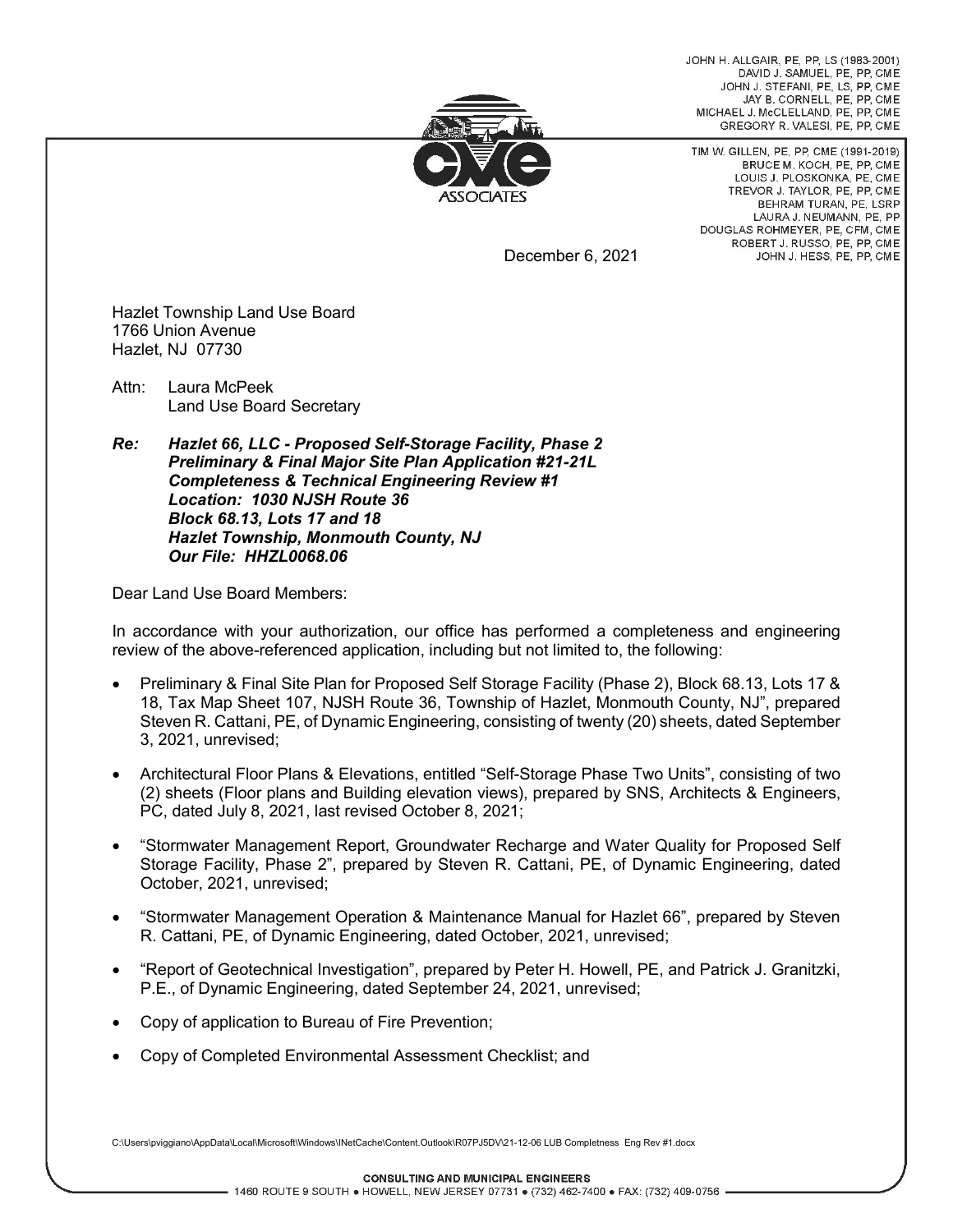JOHN H. ALLGAIR, PE, PP, LS (1983-2001)
DAVID J. SAMUEL, PE, PP, CME
JOHN J. STEFANI, PE, LS, PP, CME
JAY B. CORNELL, PE, PP, CME
MICHAEL J. McCLELLAND, PE, PP, CME
GREGORY R. VALESI, PE, PP, CME

TIM W. GILLEN, PE, PP, CME (1991-2019)
BRUCE M. KOCH, PE, PP, CME
LOUIS J. PLOSKONKA, PE, CME
TREVOR J. TAYLOR, PE, PP, CME
BEHRAM TURAN, PE, LSRP
LAURA J. NEUMANN, PE, PP
DOUGLAS ROHMEYER, PE, CFM, CME
ROBERT J. RUSSO, PE, PP, CME
JOHN J. HESS, PE, PP, CME

CME ASSOCIATES

December 6, 2021

Hazlet Township Land Use Board
1766 Union Avenue
Hazlet, NJ 07730

Attn: Laura McPeek
Land Use Board Secretary

***Re: Hazlet 66, LLC - Proposed Self-Storage Facility, Phase 2***
***Preliminary & Final Major Site Plan Application #21-21L***
***Completeness & Technical Engineering Review #1***
***Location: 1030 NJSH Route 36***
***Block 68.13, Lots 17 and 18***
***Hazlet Township, Monmouth County, NJ***
***Our File: HHZL0068.06***

Dear Land Use Board Members:

In accordance with your authorization, our office has performed a completeness and engineering review of the above-referenced application, including but not limited to, the following:

- Preliminary & Final Site Plan for Proposed Self Storage Facility (Phase 2), Block 68.13, Lots 17 & 18, Tax Map Sheet 107, NJSH Route 36, Township of Hazlet, Monmouth County, NJ", prepared Steven R. Cattani, PE, of Dynamic Engineering, consisting of twenty (20) sheets, dated September 3, 2021, unrevised;
- Architectural Floor Plans & Elevations, entitled "Self-Storage Phase Two Units", consisting of two (2) sheets (Floor plans and Building elevation views), prepared by SNS, Architects & Engineers, PC, dated July 8, 2021, last revised October 8, 2021;
- "Stormwater Management Report, Groundwater Recharge and Water Quality for Proposed Self Storage Facility, Phase 2", prepared by Steven R. Cattani, PE, of Dynamic Engineering, dated October, 2021, unrevised;
- "Stormwater Management Operation & Maintenance Manual for Hazlet 66", prepared by Steven R. Cattani, PE, of Dynamic Engineering, dated October, 2021, unrevised;
- "Report of Geotechnical Investigation", prepared by Peter H. Howell, PE, and Patrick J. Granitzki, P.E., of Dynamic Engineering, dated September 24, 2021, unrevised;
- Copy of application to Bureau of Fire Prevention;
- Copy of Completed Environmental Assessment Checklist; and

C:\Users\pviggiano\AppData\Local\Microsoft\Windows\INetCache\Content.Outlook\R07PJ5DV\21-12-06 LUB Completness Eng Rev #1.docx

CONSULTING AND MUNICIPAL ENGINEERS
1460 ROUTE 9 SOUTH • HOWELL, NEW JERSEY 07731 • (732) 462-7400 • FAX: (732) 409-0756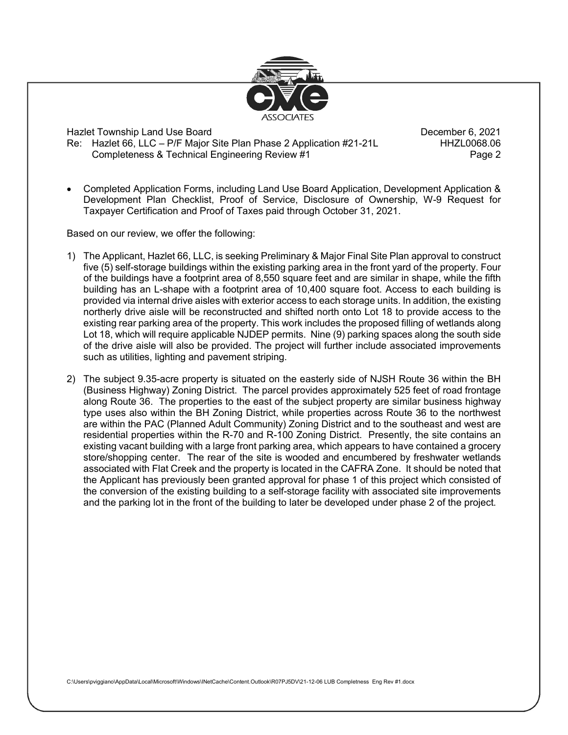- Completed Application Forms, including Land Use Board Application, Development Application & Development Plan Checklist, Proof of Service, Disclosure of Ownership, W-9 Request for Taxpayer Certification and Proof of Taxes paid through October 31, 2021.

Based on our review, we offer the following:

1) The Applicant, Hazlet 66, LLC, is seeking Preliminary & Major Final Site Plan approval to construct five (5) self-storage buildings within the existing parking area in the front yard of the property. Four of the buildings have a footprint area of 8,550 square feet and are similar in shape, while the fifth building has an L-shape with a footprint area of 10,400 square foot. Access to each building is provided via internal drive aisles with exterior access to each storage units. In addition, the existing northerly drive aisle will be reconstructed and shifted north onto Lot 18 to provide access to the existing rear parking area of the property. This work includes the proposed filling of wetlands along Lot 18, which will require applicable NJDEP permits. Nine (9) parking spaces along the south side of the drive aisle will also be provided. The project will further include associated improvements such as utilities, lighting and pavement striping.

2) The subject 9.35-acre property is situated on the easterly side of NJSH Route 36 within the BH (Business Highway) Zoning District. The parcel provides approximately 525 feet of road frontage along Route 36. The properties to the east of the subject property are similar business highway type uses also within the BH Zoning District, while properties across Route 36 to the northwest are within the PAC (Planned Adult Community) Zoning District and to the southeast and west are residential properties within the R-70 and R-100 Zoning District. Presently, the site contains an existing vacant building with a large front parking area, which appears to have contained a grocery store/shopping center. The rear of the site is wooded and encumbered by freshwater wetlands associated with Flat Creek and the property is located in the CAFRA Zone. It should be noted that the Applicant has previously been granted approval for phase 1 of this project which consisted of the conversion of the existing building to a self-storage facility with associated site improvements and the parking lot in the front of the building to later be developed under phase 2 of the project.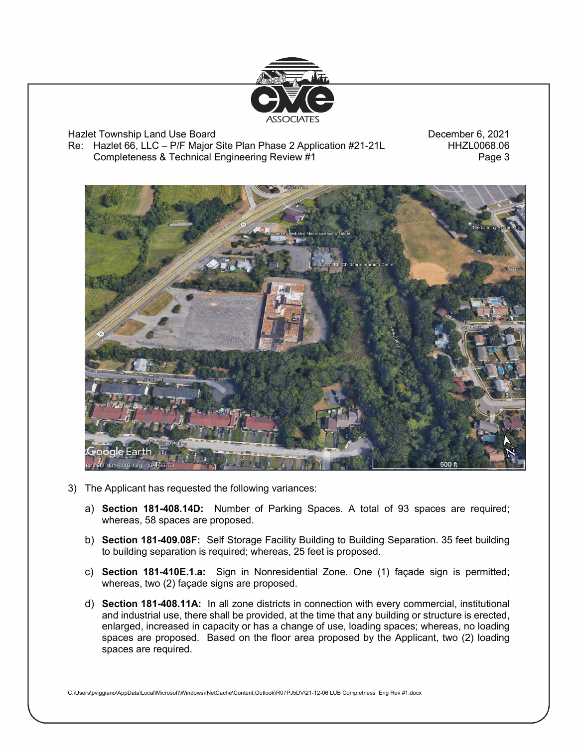3) The Applicant has requested the following variances:

   a) **Section 181-408.14D:** Number of Parking Spaces. A total of 93 spaces are required; whereas, 58 spaces are proposed.

   b) **Section 181-409.08F:** Self Storage Facility Building to Building Separation. 35 feet building to building separation is required; whereas, 25 feet is proposed.

   c) **Section 181-410E.1.a:** Sign in Nonresidential Zone. One (1) façade sign is permitted; whereas, two (2) façade signs are proposed.

   d) **Section 181-408.11A:** In all zone districts in connection with every commercial, institutional and industrial use, there shall be provided, at the time that any building or structure is erected, enlarged, increased in capacity or has a change of use, loading spaces; whereas, no loading spaces are proposed. Based on the floor area proposed by the Applicant, two (2) loading spaces are required.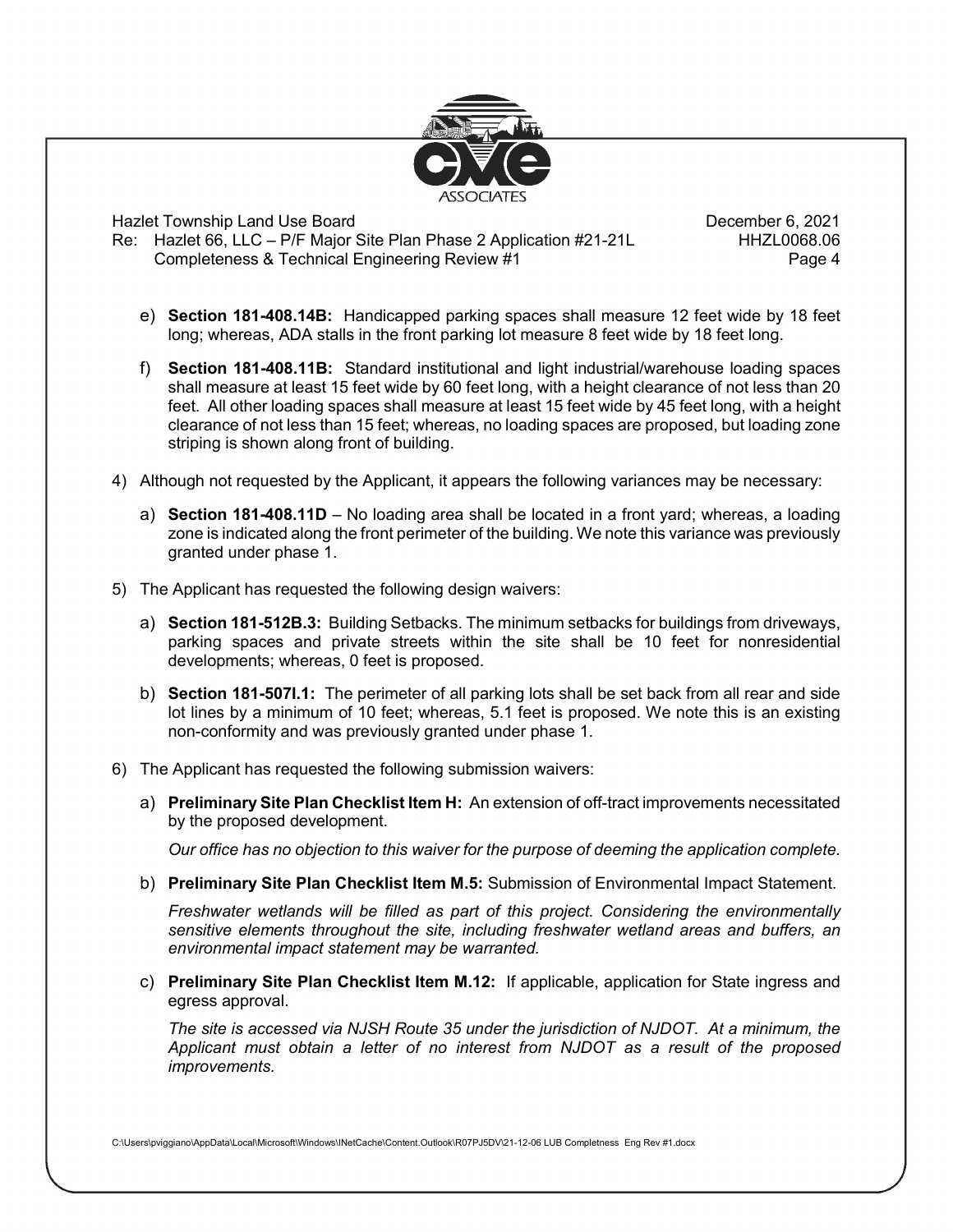e) **Section 181-408.14B:** Handicapped parking spaces shall measure 12 feet wide by 18 feet long; whereas, ADA stalls in the front parking lot measure 8 feet wide by 18 feet long.

f) **Section 181-408.11B:** Standard institutional and light industrial/warehouse loading spaces shall measure at least 15 feet wide by 60 feet long, with a height clearance of not less than 20 feet. All other loading spaces shall measure at least 15 feet wide by 45 feet long, with a height clearance of not less than 15 feet; whereas, no loading spaces are proposed, but loading zone striping is shown along front of building.

4) Although not requested by the Applicant, it appears the following variances may be necessary:

   a) **Section 181-408.11D** – No loading area shall be located in a front yard; whereas, a loading zone is indicated along the front perimeter of the building. We note this variance was previously granted under phase 1.

5) The Applicant has requested the following design waivers:

   a) **Section 181-512B.3:** Building Setbacks. The minimum setbacks for buildings from driveways, parking spaces and private streets within the site shall be 10 feet for nonresidential developments; whereas, 0 feet is proposed.

   b) **Section 181-507I.1:** The perimeter of all parking lots shall be set back from all rear and side lot lines by a minimum of 10 feet; whereas, 5.1 feet is proposed. We note this is an existing non-conformity and was previously granted under phase 1.

6) The Applicant has requested the following submission waivers:

   a) **Preliminary Site Plan Checklist Item H:** An extension of off-tract improvements necessitated by the proposed development.

      *Our office has no objection to this waiver for the purpose of deeming the application complete.*

   b) **Preliminary Site Plan Checklist Item M.5:** Submission of Environmental Impact Statement.

      *Freshwater wetlands will be filled as part of this project. Considering the environmentally sensitive elements throughout the site, including freshwater wetland areas and buffers, an environmental impact statement may be warranted.*

   c) **Preliminary Site Plan Checklist Item M.12:** If applicable, application for State ingress and egress approval.

      *The site is accessed via NJSH Route 35 under the jurisdiction of NJDOT. At a minimum, the Applicant must obtain a letter of no interest from NJDOT as a result of the proposed improvements.*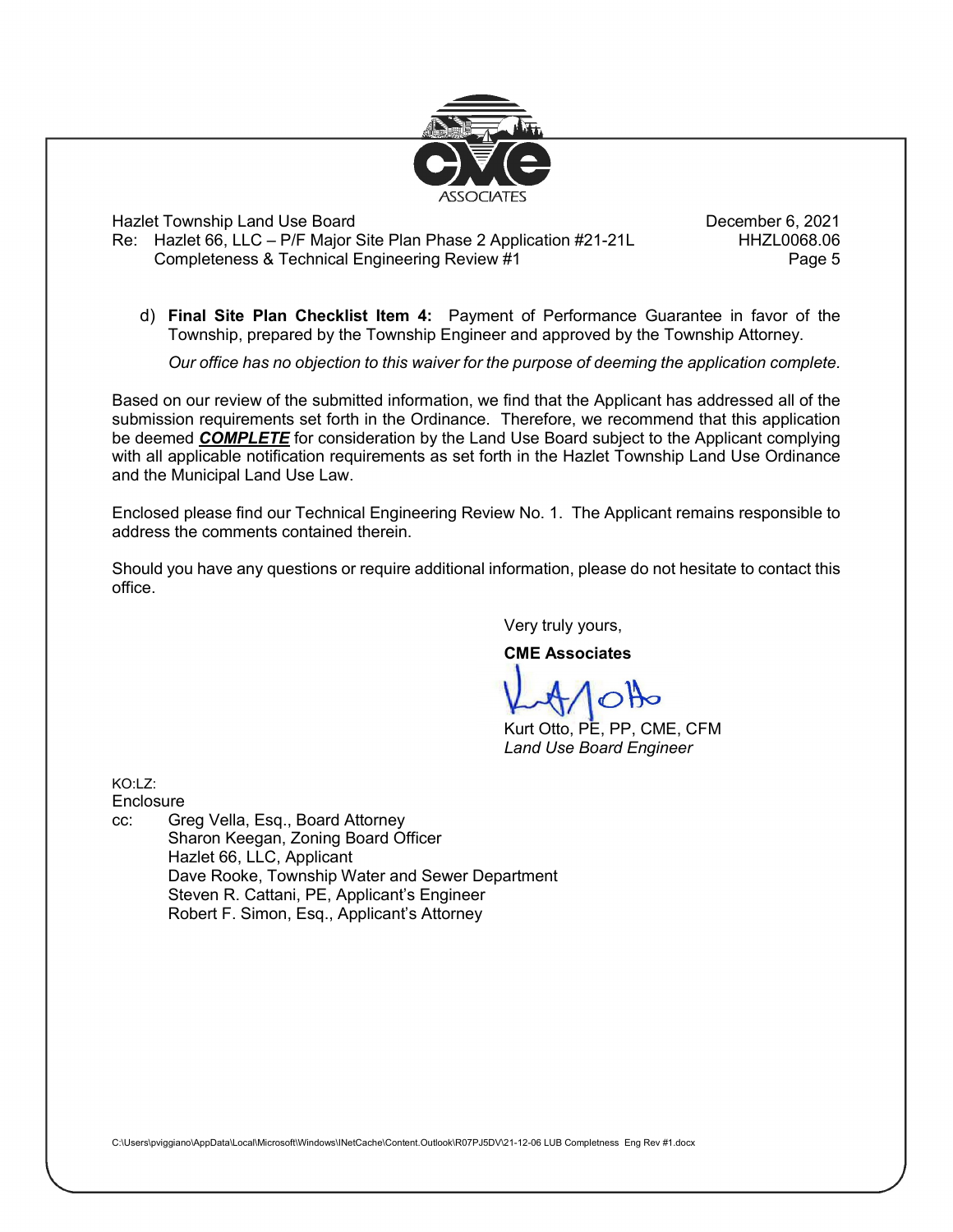d) **Final Site Plan Checklist Item 4:** Payment of Performance Guarantee in favor of the Township, prepared by the Township Engineer and approved by the Township Attorney.

   *Our office has no objection to this waiver for the purpose of deeming the application complete.*

Based on our review of the submitted information, we find that the Applicant has addressed all of the submission requirements set forth in the Ordinance. Therefore, we recommend that this application be deemed ***COMPLETE*** for consideration by the Land Use Board subject to the Applicant complying with all applicable notification requirements as set forth in the Hazlet Township Land Use Ordinance and the Municipal Land Use Law.

Enclosed please find our Technical Engineering Review No. 1. The Applicant remains responsible to address the comments contained therein.

Should you have any questions or require additional information, please do not hesitate to contact this office.

Very truly yours,

**CME Associates**

Kurt Otto, PE, PP, CME, CFM
*Land Use Board Engineer*

KO:LZ:
Enclosure
cc: Greg Vella, Esq., Board Attorney
Sharon Keegan, Zoning Board Officer
Hazlet 66, LLC, Applicant
Dave Rooke, Township Water and Sewer Department
Steven R. Cattani, PE, Applicant's Engineer
Robert F. Simon, Esq., Applicant's Attorney

C:\Users\pviggiano\AppData\Local\Microsoft\Windows\INetCache\Content.Outlook\R07PJ5DV\21-12-06 LUB Completness Eng Rev #1.docx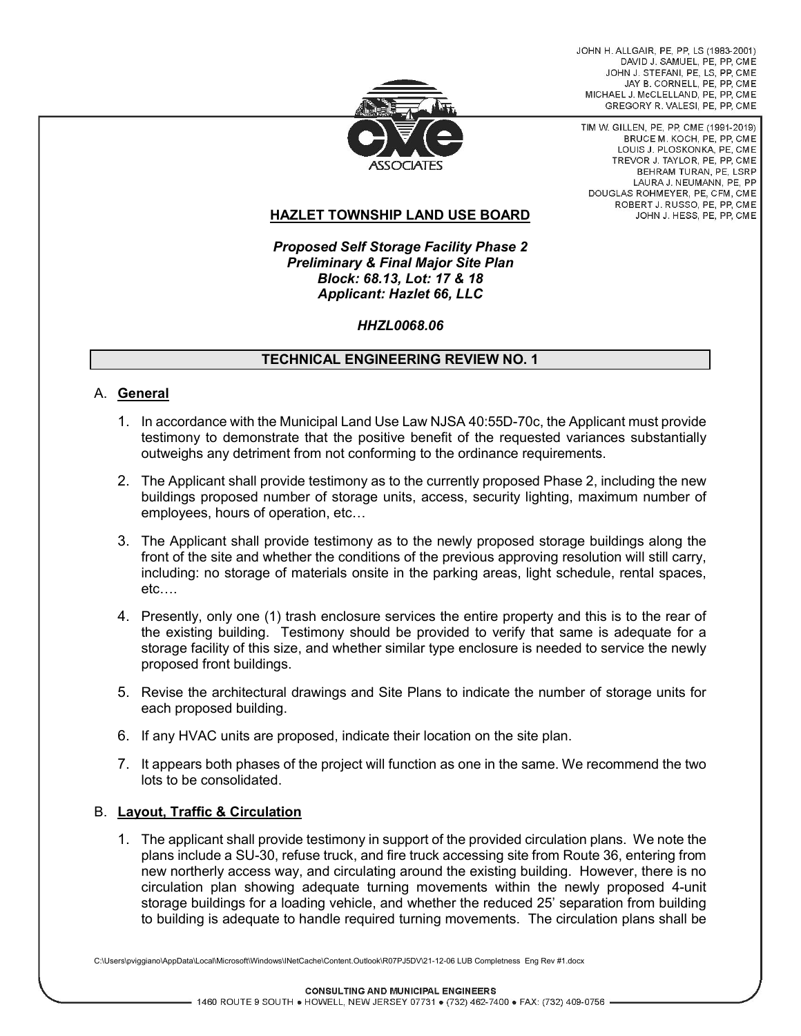JOHN H. ALLGAIR, PE, PP, LS (1983-2001)
DAVID J. SAMUEL, PE, PP, CME
JOHN J. STEFANI, PE, LS, PP, CME
JAY B. CORNELL, PE, PP, CME
MICHAEL J. McCLELLAND, PE, PP, CME
GREGORY R. VALESI, PE, PP, CME

TIM W. GILLEN, PE, PP, CME (1991-2019)
BRUCE M. KOCH, PE, PP, CME
LOUIS J. PLOSKONKA, PE, CME
TREVOR J. TAYLOR, PE, PP, CME
BEHRAM TURAN, PE, LSRP
LAURA J. NEUMANN, PE, PP
DOUGLAS ROHMEYER, PE, CFM, CME
ROBERT J. RUSSO, PE, PP, CME
JOHN J. HESS, PE, PP, CME

**HAZLET TOWNSHIP LAND USE BOARD**

***Proposed Self Storage Facility Phase 2***
***Preliminary & Final Major Site Plan***
***Block: 68.13, Lot: 17 & 18***
***Applicant: Hazlet 66, LLC***

***HHZL0068.06***

## TECHNICAL ENGINEERING REVIEW NO. 1

### A. General

1. In accordance with the Municipal Land Use Law NJSA 40:55D-70c, the Applicant must provide testimony to demonstrate that the positive benefit of the requested variances substantially outweighs any detriment from not conforming to the ordinance requirements.

2. The Applicant shall provide testimony as to the currently proposed Phase 2, including the new buildings proposed number of storage units, access, security lighting, maximum number of employees, hours of operation, etc…

3. The Applicant shall provide testimony as to the newly proposed storage buildings along the front of the site and whether the conditions of the previous approving resolution will still carry, including: no storage of materials onsite in the parking areas, light schedule, rental spaces, etc….

4. Presently, only one (1) trash enclosure services the entire property and this is to the rear of the existing building. Testimony should be provided to verify that same is adequate for a storage facility of this size, and whether similar type enclosure is needed to service the newly proposed front buildings.

5. Revise the architectural drawings and Site Plans to indicate the number of storage units for each proposed building.

6. If any HVAC units are proposed, indicate their location on the site plan.

7. It appears both phases of the project will function as one in the same. We recommend the two lots to be consolidated.

### B. Layout, Traffic & Circulation

1. The applicant shall provide testimony in support of the provided circulation plans. We note the plans include a SU-30, refuse truck, and fire truck accessing site from Route 36, entering from new northerly access way, and circulating around the existing building. However, there is no circulation plan showing adequate turning movements within the newly proposed 4-unit storage buildings for a loading vehicle, and whether the reduced 25' separation from building to building is adequate to handle required turning movements. The circulation plans shall be

C:\Users\pviggiano\AppData\Local\Microsoft\Windows\INetCache\Content.Outlook\R07PJ5DV\21-12-06 LUB Completness Eng Rev #1.docx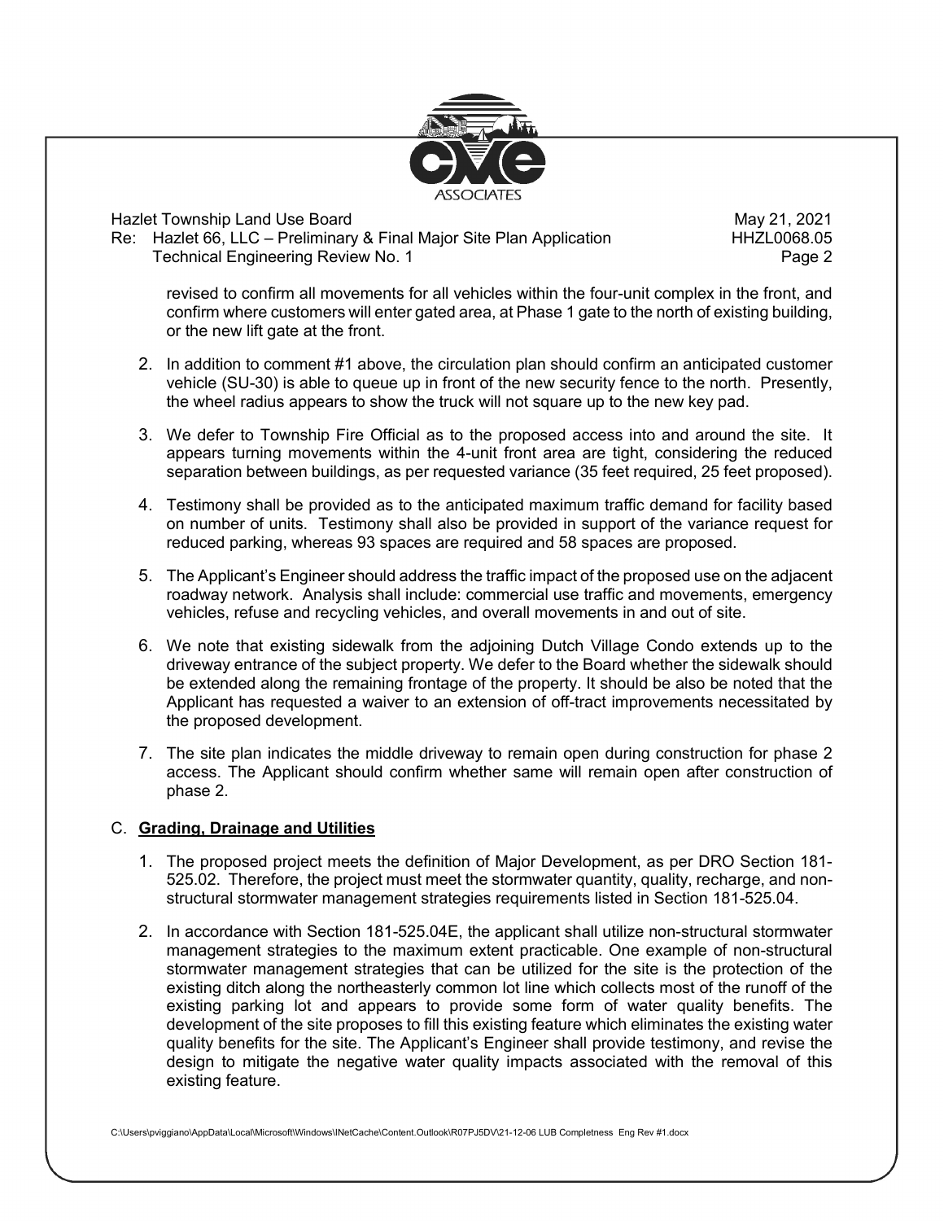revised to confirm all movements for all vehicles within the four-unit complex in the front, and confirm where customers will enter gated area, at Phase 1 gate to the north of existing building, or the new lift gate at the front.

2. In addition to comment #1 above, the circulation plan should confirm an anticipated customer vehicle (SU-30) is able to queue up in front of the new security fence to the north. Presently, the wheel radius appears to show the truck will not square up to the new key pad.

3. We defer to Township Fire Official as to the proposed access into and around the site. It appears turning movements within the 4-unit front area are tight, considering the reduced separation between buildings, as per requested variance (35 feet required, 25 feet proposed).

4. Testimony shall be provided as to the anticipated maximum traffic demand for facility based on number of units. Testimony shall also be provided in support of the variance request for reduced parking, whereas 93 spaces are required and 58 spaces are proposed.

5. The Applicant's Engineer should address the traffic impact of the proposed use on the adjacent roadway network. Analysis shall include: commercial use traffic and movements, emergency vehicles, refuse and recycling vehicles, and overall movements in and out of site.

6. We note that existing sidewalk from the adjoining Dutch Village Condo extends up to the driveway entrance of the subject property. We defer to the Board whether the sidewalk should be extended along the remaining frontage of the property. It should be also be noted that the Applicant has requested a waiver to an extension of off-tract improvements necessitated by the proposed development.

7. The site plan indicates the middle driveway to remain open during construction for phase 2 access. The Applicant should confirm whether same will remain open after construction of phase 2.

C. **Grading, Drainage and Utilities**

1. The proposed project meets the definition of Major Development, as per DRO Section 181-525.02. Therefore, the project must meet the stormwater quantity, quality, recharge, and non-structural stormwater management strategies requirements listed in Section 181-525.04.

2. In accordance with Section 181-525.04E, the applicant shall utilize non-structural stormwater management strategies to the maximum extent practicable. One example of non-structural stormwater management strategies that can be utilized for the site is the protection of the existing ditch along the northeasterly common lot line which collects most of the runoff of the existing parking lot and appears to provide some form of water quality benefits. The development of the site proposes to fill this existing feature which eliminates the existing water quality benefits for the site. The Applicant's Engineer shall provide testimony, and revise the design to mitigate the negative water quality impacts associated with the removal of this existing feature.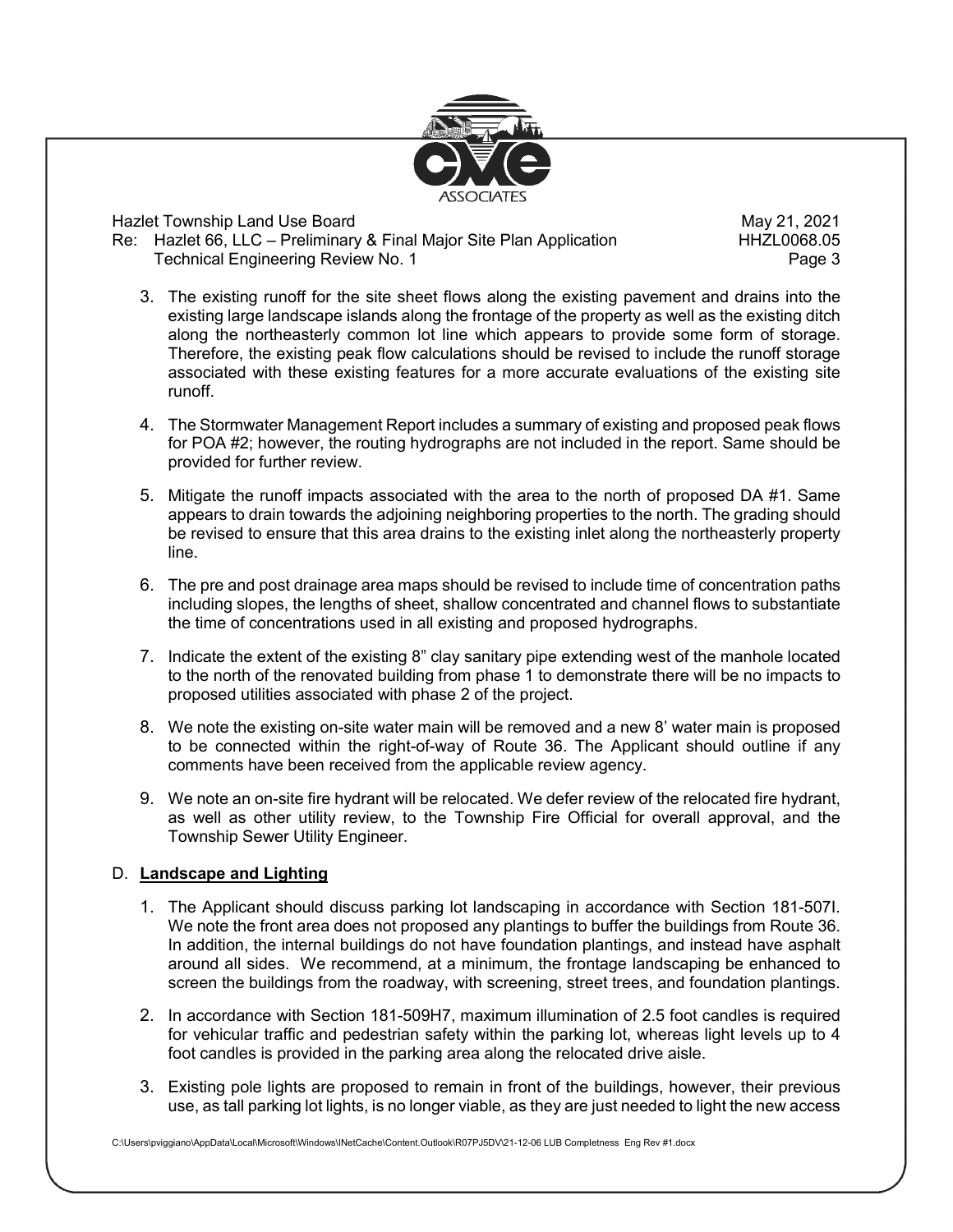3. The existing runoff for the site sheet flows along the existing pavement and drains into the existing large landscape islands along the frontage of the property as well as the existing ditch along the northeasterly common lot line which appears to provide some form of storage. Therefore, the existing peak flow calculations should be revised to include the runoff storage associated with these existing features for a more accurate evaluations of the existing site runoff.

4. The Stormwater Management Report includes a summary of existing and proposed peak flows for POA #2; however, the routing hydrographs are not included in the report. Same should be provided for further review.

5. Mitigate the runoff impacts associated with the area to the north of proposed DA #1. Same appears to drain towards the adjoining neighboring properties to the north. The grading should be revised to ensure that this area drains to the existing inlet along the northeasterly property line.

6. The pre and post drainage area maps should be revised to include time of concentration paths including slopes, the lengths of sheet, shallow concentrated and channel flows to substantiate the time of concentrations used in all existing and proposed hydrographs.

7. Indicate the extent of the existing 8" clay sanitary pipe extending west of the manhole located to the north of the renovated building from phase 1 to demonstrate there will be no impacts to proposed utilities associated with phase 2 of the project.

8. We note the existing on-site water main will be removed and a new 8' water main is proposed to be connected within the right-of-way of Route 36. The Applicant should outline if any comments have been received from the applicable review agency.

9. We note an on-site fire hydrant will be relocated. We defer review of the relocated fire hydrant, as well as other utility review, to the Township Fire Official for overall approval, and the Township Sewer Utility Engineer.

D. **Landscape and Lighting**

1. The Applicant should discuss parking lot landscaping in accordance with Section 181-507I. We note the front area does not proposed any plantings to buffer the buildings from Route 36. In addition, the internal buildings do not have foundation plantings, and instead have asphalt around all sides. We recommend, at a minimum, the frontage landscaping be enhanced to screen the buildings from the roadway, with screening, street trees, and foundation plantings.

2. In accordance with Section 181-509H7, maximum illumination of 2.5 foot candles is required for vehicular traffic and pedestrian safety within the parking lot, whereas light levels up to 4 foot candles is provided in the parking area along the relocated drive aisle.

3. Existing pole lights are proposed to remain in front of the buildings, however, their previous use, as tall parking lot lights, is no longer viable, as they are just needed to light the new access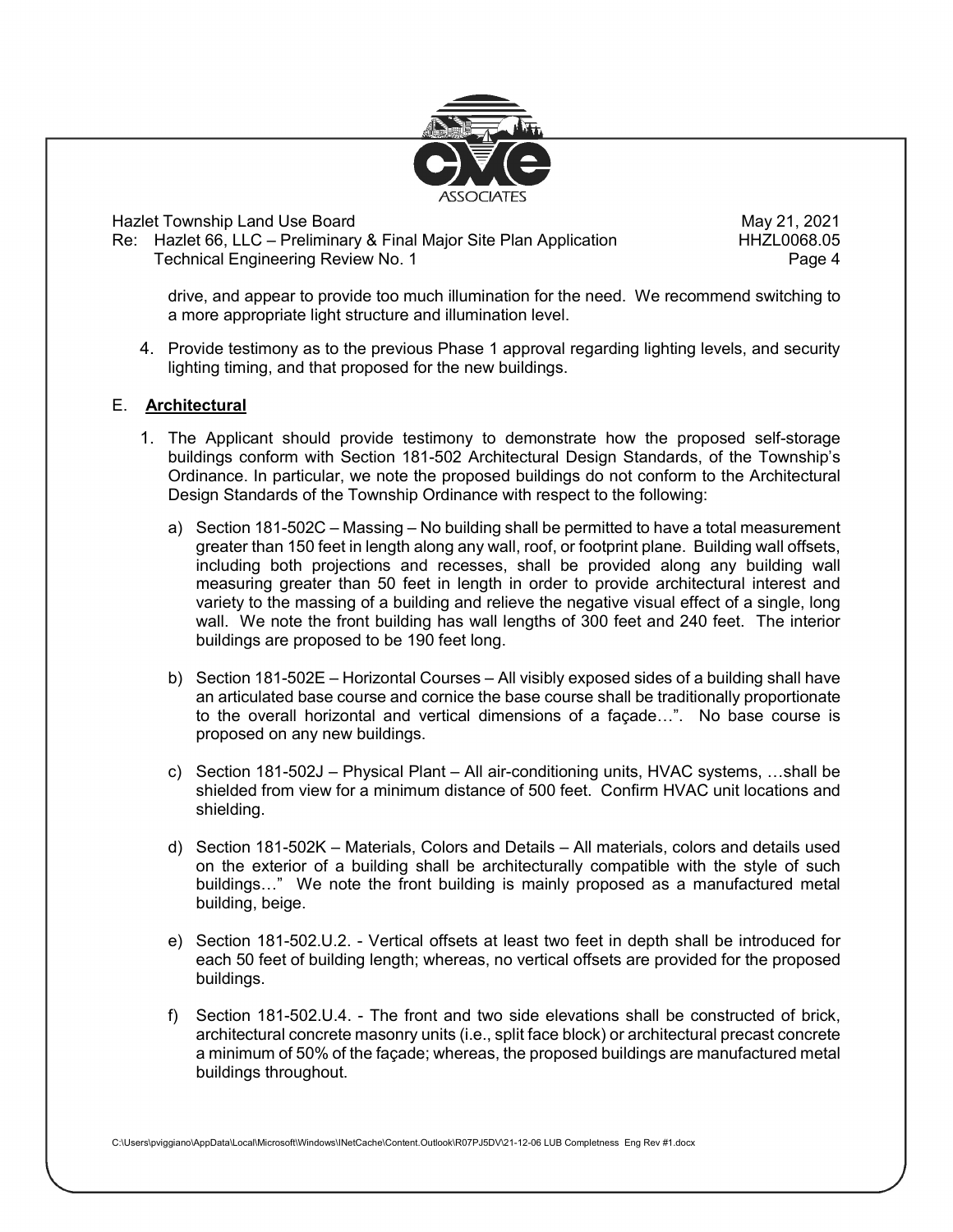drive, and appear to provide too much illumination for the need. We recommend switching to a more appropriate light structure and illumination level.

4. Provide testimony as to the previous Phase 1 approval regarding lighting levels, and security lighting timing, and that proposed for the new buildings.

## E. **Architectural**

1. The Applicant should provide testimony to demonstrate how the proposed self-storage buildings conform with Section 181-502 Architectural Design Standards, of the Township's Ordinance. In particular, we note the proposed buildings do not conform to the Architectural Design Standards of the Township Ordinance with respect to the following:

   a) Section 181-502C – Massing – No building shall be permitted to have a total measurement greater than 150 feet in length along any wall, roof, or footprint plane. Building wall offsets, including both projections and recesses, shall be provided along any building wall measuring greater than 50 feet in length in order to provide architectural interest and variety to the massing of a building and relieve the negative visual effect of a single, long wall. We note the front building has wall lengths of 300 feet and 240 feet. The interior buildings are proposed to be 190 feet long.

   b) Section 181-502E – Horizontal Courses – All visibly exposed sides of a building shall have an articulated base course and cornice the base course shall be traditionally proportionate to the overall horizontal and vertical dimensions of a façade…". No base course is proposed on any new buildings.

   c) Section 181-502J – Physical Plant – All air-conditioning units, HVAC systems, …shall be shielded from view for a minimum distance of 500 feet. Confirm HVAC unit locations and shielding.

   d) Section 181-502K – Materials, Colors and Details – All materials, colors and details used on the exterior of a building shall be architecturally compatible with the style of such buildings…" We note the front building is mainly proposed as a manufactured metal building, beige.

   e) Section 181-502.U.2. - Vertical offsets at least two feet in depth shall be introduced for each 50 feet of building length; whereas, no vertical offsets are provided for the proposed buildings.

   f) Section 181-502.U.4. - The front and two side elevations shall be constructed of brick, architectural concrete masonry units (i.e., split face block) or architectural precast concrete a minimum of 50% of the façade; whereas, the proposed buildings are manufactured metal buildings throughout.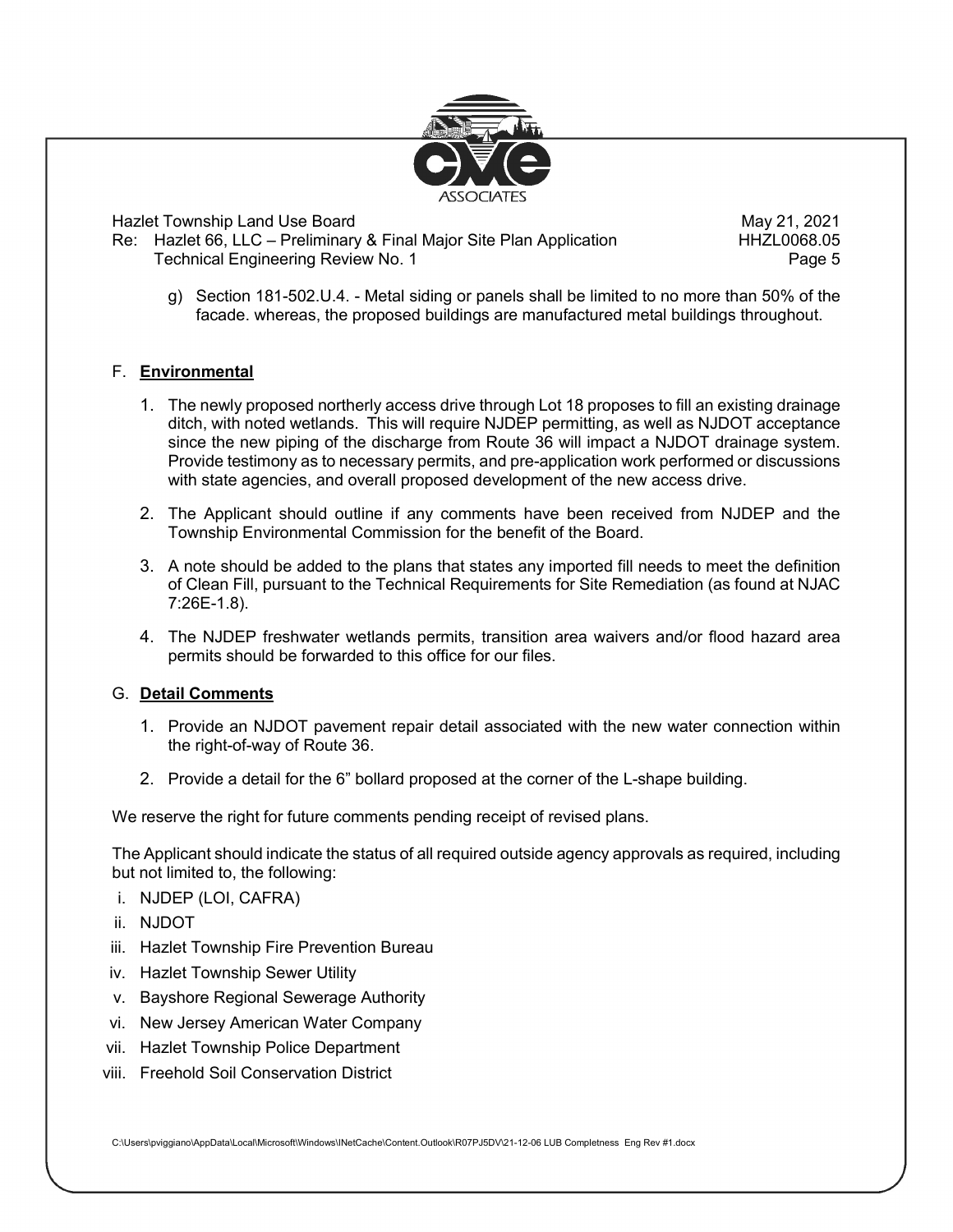g) Section 181-502.U.4. - Metal siding or panels shall be limited to no more than 50% of the facade. whereas, the proposed buildings are manufactured metal buildings throughout.

F. **Environmental**

1. The newly proposed northerly access drive through Lot 18 proposes to fill an existing drainage ditch, with noted wetlands. This will require NJDEP permitting, as well as NJDOT acceptance since the new piping of the discharge from Route 36 will impact a NJDOT drainage system. Provide testimony as to necessary permits, and pre-application work performed or discussions with state agencies, and overall proposed development of the new access drive.
2. The Applicant should outline if any comments have been received from NJDEP and the Township Environmental Commission for the benefit of the Board.
3. A note should be added to the plans that states any imported fill needs to meet the definition of Clean Fill, pursuant to the Technical Requirements for Site Remediation (as found at NJAC 7:26E-1.8).
4. The NJDEP freshwater wetlands permits, transition area waivers and/or flood hazard area permits should be forwarded to this office for our files.

G. **Detail Comments**

1. Provide an NJDOT pavement repair detail associated with the new water connection within the right-of-way of Route 36.
2. Provide a detail for the 6" bollard proposed at the corner of the L-shape building.

We reserve the right for future comments pending receipt of revised plans.

The Applicant should indicate the status of all required outside agency approvals as required, including but not limited to, the following:

i. NJDEP (LOI, CAFRA)
ii. NJDOT
iii. Hazlet Township Fire Prevention Bureau
iv. Hazlet Township Sewer Utility
v. Bayshore Regional Sewerage Authority
vi. New Jersey American Water Company
vii. Hazlet Township Police Department
viii. Freehold Soil Conservation District